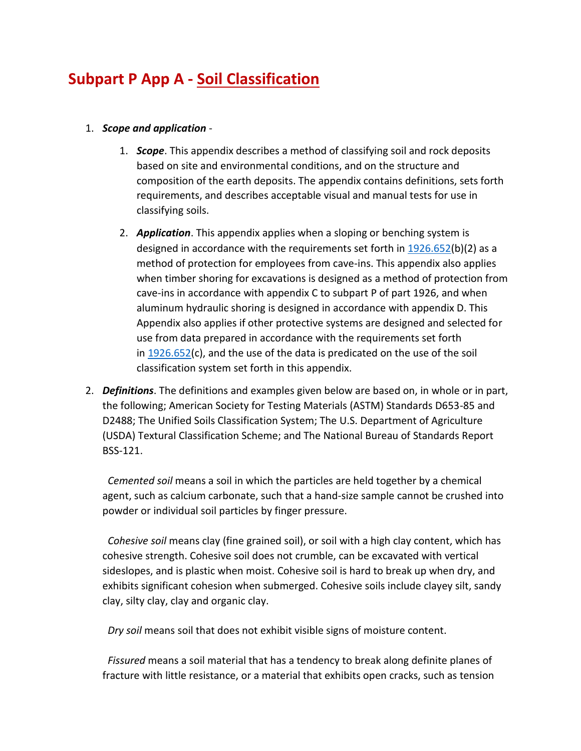# Subpart P App A - Soil Classification

1. ***Scope and application*** -
   1. ***Scope***. This appendix describes a method of classifying soil and rock deposits based on site and environmental conditions, and on the structure and composition of the earth deposits. The appendix contains definitions, sets forth requirements, and describes acceptable visual and manual tests for use in classifying soils.
   2. ***Application***. This appendix applies when a sloping or benching system is designed in accordance with the requirements set forth in 1926.652(b)(2) as a method of protection for employees from cave-ins. This appendix also applies when timber shoring for excavations is designed as a method of protection from cave-ins in accordance with appendix C to subpart P of part 1926, and when aluminum hydraulic shoring is designed in accordance with appendix D. This Appendix also applies if other protective systems are designed and selected for use from data prepared in accordance with the requirements set forth in 1926.652(c), and the use of the data is predicated on the use of the soil classification system set forth in this appendix.
2. ***Definitions***. The definitions and examples given below are based on, in whole or in part, the following; American Society for Testing Materials (ASTM) Standards D653-85 and D2488; The Unified Soils Classification System; The U.S. Department of Agriculture (USDA) Textural Classification Scheme; and The National Bureau of Standards Report BSS-121.

   *Cemented soil* means a soil in which the particles are held together by a chemical agent, such as calcium carbonate, such that a hand-size sample cannot be crushed into powder or individual soil particles by finger pressure.

   *Cohesive soil* means clay (fine grained soil), or soil with a high clay content, which has cohesive strength. Cohesive soil does not crumble, can be excavated with vertical sideslopes, and is plastic when moist. Cohesive soil is hard to break up when dry, and exhibits significant cohesion when submerged. Cohesive soils include clayey silt, sandy clay, silty clay, clay and organic clay.

   *Dry soil* means soil that does not exhibit visible signs of moisture content.

   *Fissured* means a soil material that has a tendency to break along definite planes of fracture with little resistance, or a material that exhibits open cracks, such as tension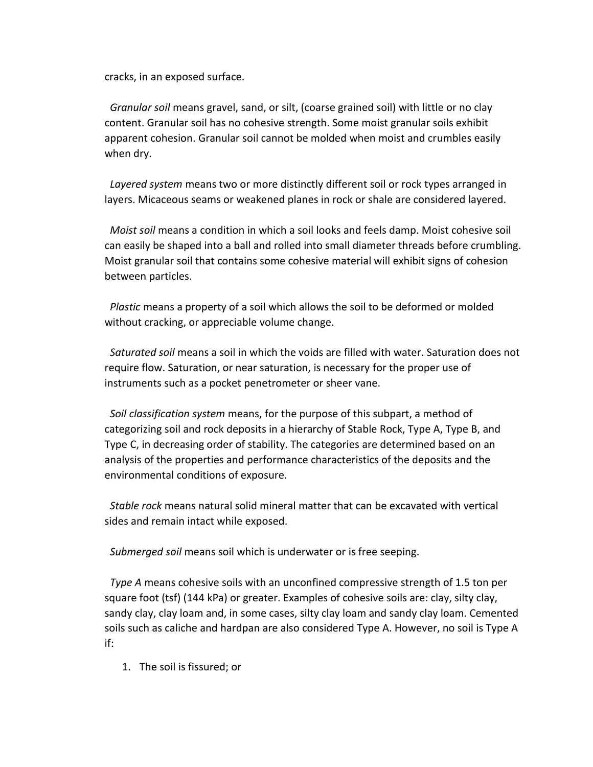cracks, in an exposed surface.

*Granular soil* means gravel, sand, or silt, (coarse grained soil) with little or no clay content. Granular soil has no cohesive strength. Some moist granular soils exhibit apparent cohesion. Granular soil cannot be molded when moist and crumbles easily when dry.

*Layered system* means two or more distinctly different soil or rock types arranged in layers. Micaceous seams or weakened planes in rock or shale are considered layered.

*Moist soil* means a condition in which a soil looks and feels damp. Moist cohesive soil can easily be shaped into a ball and rolled into small diameter threads before crumbling. Moist granular soil that contains some cohesive material will exhibit signs of cohesion between particles.

*Plastic* means a property of a soil which allows the soil to be deformed or molded without cracking, or appreciable volume change.

*Saturated soil* means a soil in which the voids are filled with water. Saturation does not require flow. Saturation, or near saturation, is necessary for the proper use of instruments such as a pocket penetrometer or sheer vane.

*Soil classification system* means, for the purpose of this subpart, a method of categorizing soil and rock deposits in a hierarchy of Stable Rock, Type A, Type B, and Type C, in decreasing order of stability. The categories are determined based on an analysis of the properties and performance characteristics of the deposits and the environmental conditions of exposure.

*Stable rock* means natural solid mineral matter that can be excavated with vertical sides and remain intact while exposed.

*Submerged soil* means soil which is underwater or is free seeping.

*Type A* means cohesive soils with an unconfined compressive strength of 1.5 ton per square foot (tsf) (144 kPa) or greater. Examples of cohesive soils are: clay, silty clay, sandy clay, clay loam and, in some cases, silty clay loam and sandy clay loam. Cemented soils such as caliche and hardpan are also considered Type A. However, no soil is Type A if:

1. The soil is fissured; or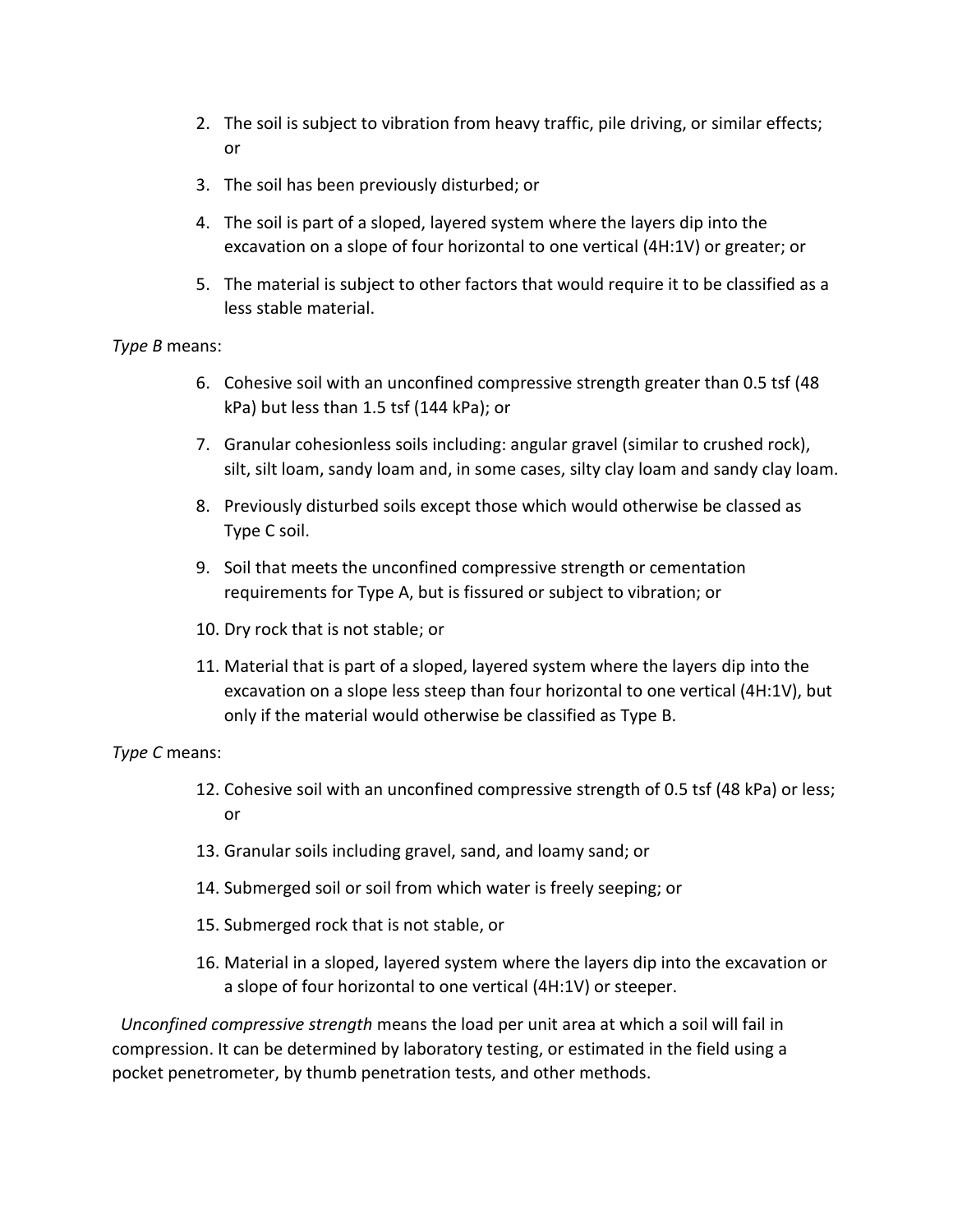2. The soil is subject to vibration from heavy traffic, pile driving, or similar effects; or
3. The soil has been previously disturbed; or
4. The soil is part of a sloped, layered system where the layers dip into the excavation on a slope of four horizontal to one vertical (4H:1V) or greater; or
5. The material is subject to other factors that would require it to be classified as a less stable material.

*Type B* means:

6. Cohesive soil with an unconfined compressive strength greater than 0.5 tsf (48 kPa) but less than 1.5 tsf (144 kPa); or
7. Granular cohesionless soils including: angular gravel (similar to crushed rock), silt, silt loam, sandy loam and, in some cases, silty clay loam and sandy clay loam.
8. Previously disturbed soils except those which would otherwise be classed as Type C soil.
9. Soil that meets the unconfined compressive strength or cementation requirements for Type A, but is fissured or subject to vibration; or
10. Dry rock that is not stable; or
11. Material that is part of a sloped, layered system where the layers dip into the excavation on a slope less steep than four horizontal to one vertical (4H:1V), but only if the material would otherwise be classified as Type B.

*Type C* means:

12. Cohesive soil with an unconfined compressive strength of 0.5 tsf (48 kPa) or less; or
13. Granular soils including gravel, sand, and loamy sand; or
14. Submerged soil or soil from which water is freely seeping; or
15. Submerged rock that is not stable, or
16. Material in a sloped, layered system where the layers dip into the excavation or a slope of four horizontal to one vertical (4H:1V) or steeper.

*Unconfined compressive strength* means the load per unit area at which a soil will fail in compression. It can be determined by laboratory testing, or estimated in the field using a pocket penetrometer, by thumb penetration tests, and other methods.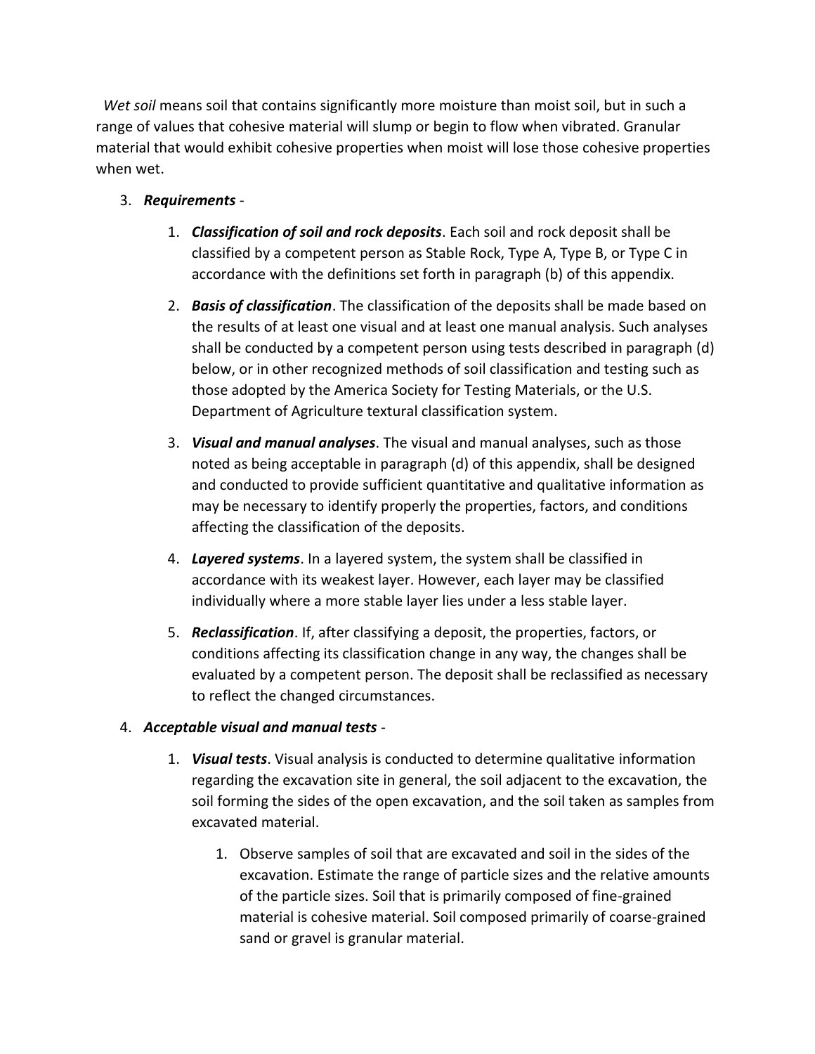*Wet soil* means soil that contains significantly more moisture than moist soil, but in such a range of values that cohesive material will slump or begin to flow when vibrated. Granular material that would exhibit cohesive properties when moist will lose those cohesive properties when wet.

3. ***Requirements*** -

    1. ***Classification of soil and rock deposits***. Each soil and rock deposit shall be classified by a competent person as Stable Rock, Type A, Type B, or Type C in accordance with the definitions set forth in paragraph (b) of this appendix.

    2. ***Basis of classification***. The classification of the deposits shall be made based on the results of at least one visual and at least one manual analysis. Such analyses shall be conducted by a competent person using tests described in paragraph (d) below, or in other recognized methods of soil classification and testing such as those adopted by the America Society for Testing Materials, or the U.S. Department of Agriculture textural classification system.

    3. ***Visual and manual analyses***. The visual and manual analyses, such as those noted as being acceptable in paragraph (d) of this appendix, shall be designed and conducted to provide sufficient quantitative and qualitative information as may be necessary to identify properly the properties, factors, and conditions affecting the classification of the deposits.

    4. ***Layered systems***. In a layered system, the system shall be classified in accordance with its weakest layer. However, each layer may be classified individually where a more stable layer lies under a less stable layer.

    5. ***Reclassification***. If, after classifying a deposit, the properties, factors, or conditions affecting its classification change in any way, the changes shall be evaluated by a competent person. The deposit shall be reclassified as necessary to reflect the changed circumstances.

4. ***Acceptable visual and manual tests*** -

    1. ***Visual tests***. Visual analysis is conducted to determine qualitative information regarding the excavation site in general, the soil adjacent to the excavation, the soil forming the sides of the open excavation, and the soil taken as samples from excavated material.

        1. Observe samples of soil that are excavated and soil in the sides of the excavation. Estimate the range of particle sizes and the relative amounts of the particle sizes. Soil that is primarily composed of fine-grained material is cohesive material. Soil composed primarily of coarse-grained sand or gravel is granular material.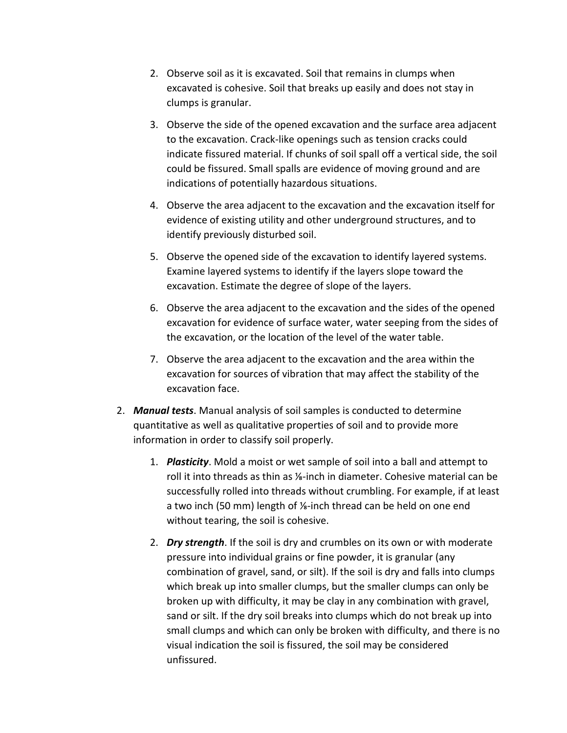2. Observe soil as it is excavated. Soil that remains in clumps when excavated is cohesive. Soil that breaks up easily and does not stay in clumps is granular.

3. Observe the side of the opened excavation and the surface area adjacent to the excavation. Crack-like openings such as tension cracks could indicate fissured material. If chunks of soil spall off a vertical side, the soil could be fissured. Small spalls are evidence of moving ground and are indications of potentially hazardous situations.

4. Observe the area adjacent to the excavation and the excavation itself for evidence of existing utility and other underground structures, and to identify previously disturbed soil.

5. Observe the opened side of the excavation to identify layered systems. Examine layered systems to identify if the layers slope toward the excavation. Estimate the degree of slope of the layers.

6. Observe the area adjacent to the excavation and the sides of the opened excavation for evidence of surface water, water seeping from the sides of the excavation, or the location of the level of the water table.

7. Observe the area adjacent to the excavation and the area within the excavation for sources of vibration that may affect the stability of the excavation face.

2. ***Manual tests***. Manual analysis of soil samples is conducted to determine quantitative as well as qualitative properties of soil and to provide more information in order to classify soil properly.

   1. ***Plasticity***. Mold a moist or wet sample of soil into a ball and attempt to roll it into threads as thin as ⅛-inch in diameter. Cohesive material can be successfully rolled into threads without crumbling. For example, if at least a two inch (50 mm) length of ⅛-inch thread can be held on one end without tearing, the soil is cohesive.

   2. ***Dry strength***. If the soil is dry and crumbles on its own or with moderate pressure into individual grains or fine powder, it is granular (any combination of gravel, sand, or silt). If the soil is dry and falls into clumps which break up into smaller clumps, but the smaller clumps can only be broken up with difficulty, it may be clay in any combination with gravel, sand or silt. If the dry soil breaks into clumps which do not break up into small clumps and which can only be broken with difficulty, and there is no visual indication the soil is fissured, the soil may be considered unfissured.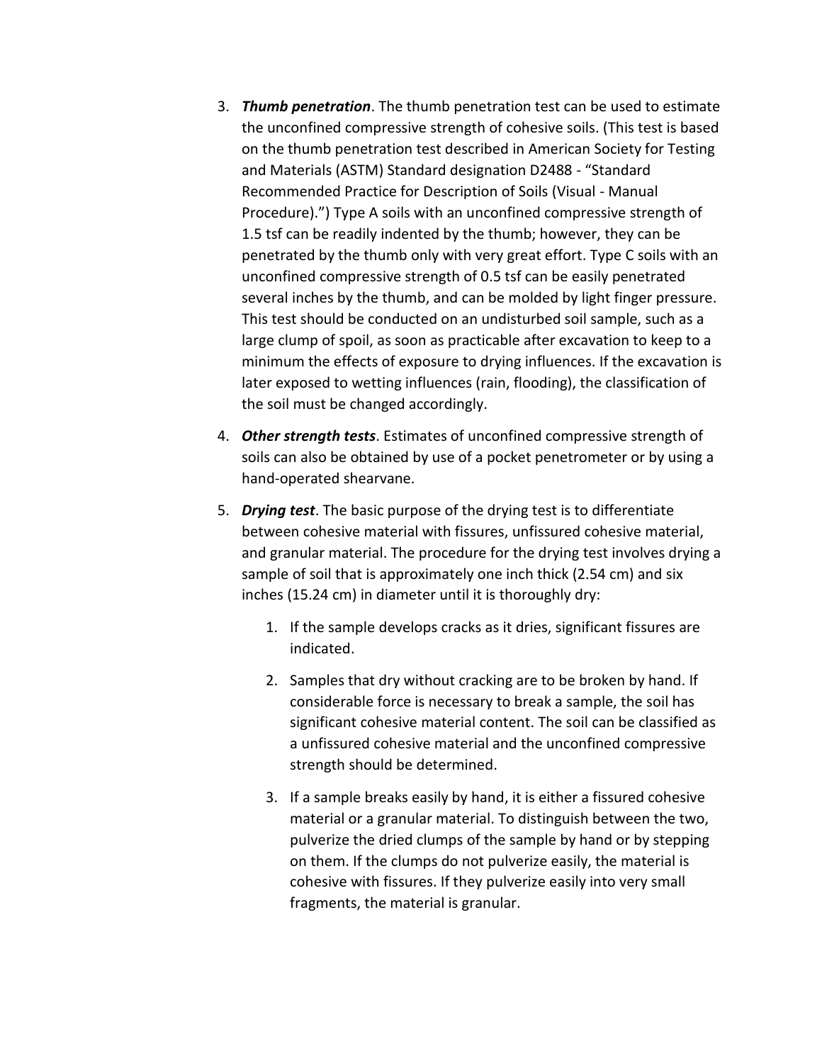3. ***Thumb penetration***. The thumb penetration test can be used to estimate the unconfined compressive strength of cohesive soils. (This test is based on the thumb penetration test described in American Society for Testing and Materials (ASTM) Standard designation D2488 - "Standard Recommended Practice for Description of Soils (Visual - Manual Procedure).") Type A soils with an unconfined compressive strength of 1.5 tsf can be readily indented by the thumb; however, they can be penetrated by the thumb only with very great effort. Type C soils with an unconfined compressive strength of 0.5 tsf can be easily penetrated several inches by the thumb, and can be molded by light finger pressure. This test should be conducted on an undisturbed soil sample, such as a large clump of spoil, as soon as practicable after excavation to keep to a minimum the effects of exposure to drying influences. If the excavation is later exposed to wetting influences (rain, flooding), the classification of the soil must be changed accordingly.

4. ***Other strength tests***. Estimates of unconfined compressive strength of soils can also be obtained by use of a pocket penetrometer or by using a hand-operated shearvane.

5. ***Drying test***. The basic purpose of the drying test is to differentiate between cohesive material with fissures, unfissured cohesive material, and granular material. The procedure for the drying test involves drying a sample of soil that is approximately one inch thick (2.54 cm) and six inches (15.24 cm) in diameter until it is thoroughly dry:

    1. If the sample develops cracks as it dries, significant fissures are indicated.

    2. Samples that dry without cracking are to be broken by hand. If considerable force is necessary to break a sample, the soil has significant cohesive material content. The soil can be classified as a unfissured cohesive material and the unconfined compressive strength should be determined.

    3. If a sample breaks easily by hand, it is either a fissured cohesive material or a granular material. To distinguish between the two, pulverize the dried clumps of the sample by hand or by stepping on them. If the clumps do not pulverize easily, the material is cohesive with fissures. If they pulverize easily into very small fragments, the material is granular.